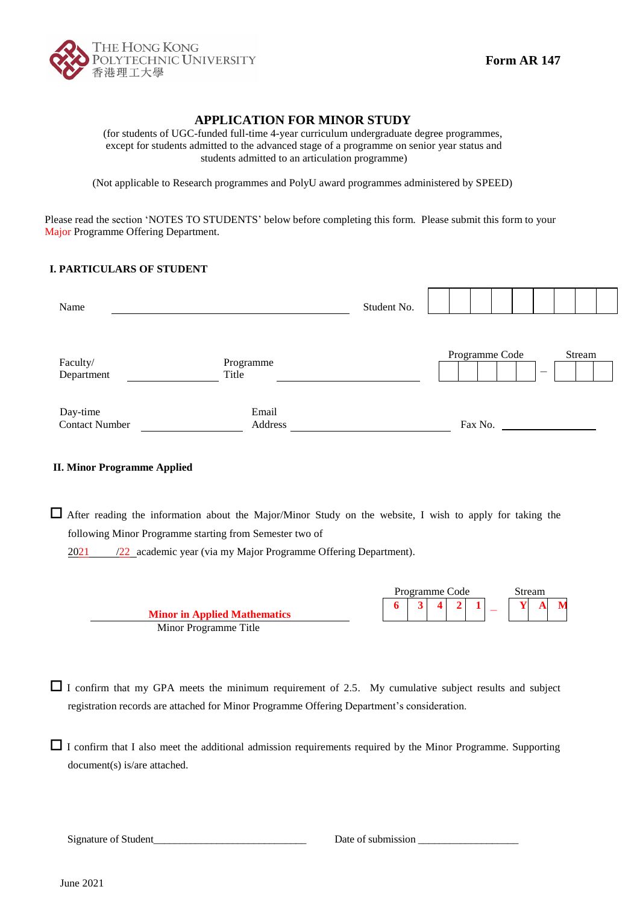THE HONG KONG POLYTECHNIC UNIVERSITY
香港理工大學

**Form AR 147**

# APPLICATION FOR MINOR STUDY

(for students of UGC-funded full-time 4-year curriculum undergraduate degree programmes, except for students admitted to the advanced stage of a programme on senior year status and students admitted to an articulation programme)

(Not applicable to Research programmes and PolyU award programmes administered by SPEED)

Please read the section 'NOTES TO STUDENTS' below before completing this form. Please submit this form to your Major Programme Offering Department.

## I. PARTICULARS OF STUDENT

Name ______________________________ Student No. | | | | | | | | | |

Faculty/ Department ______________ Programme Title ______________________ Programme Code | | | | | | | – Stream | | | |

Day-time Contact Number ______________ Email Address ______________________ Fax No. ______________

## II. Minor Programme Applied

☐ After reading the information about the Major/Minor Study on the website, I wish to apply for taking the following Minor Programme starting from Semester two of 2021/22 academic year (via my Major Programme Offering Department).

**Minor in Applied Mathematics**
Minor Programme Title

Programme Code | 6 | 3 | 4 | 2 | 1 | – Stream | Y | A | M |

☐ I confirm that my GPA meets the minimum requirement of 2.5. My cumulative subject results and subject registration records are attached for Minor Programme Offering Department's consideration.

☐ I confirm that I also meet the additional admission requirements required by the Minor Programme. Supporting document(s) is/are attached.

Signature of Student______________________________ Date of submission ___________________

June 2021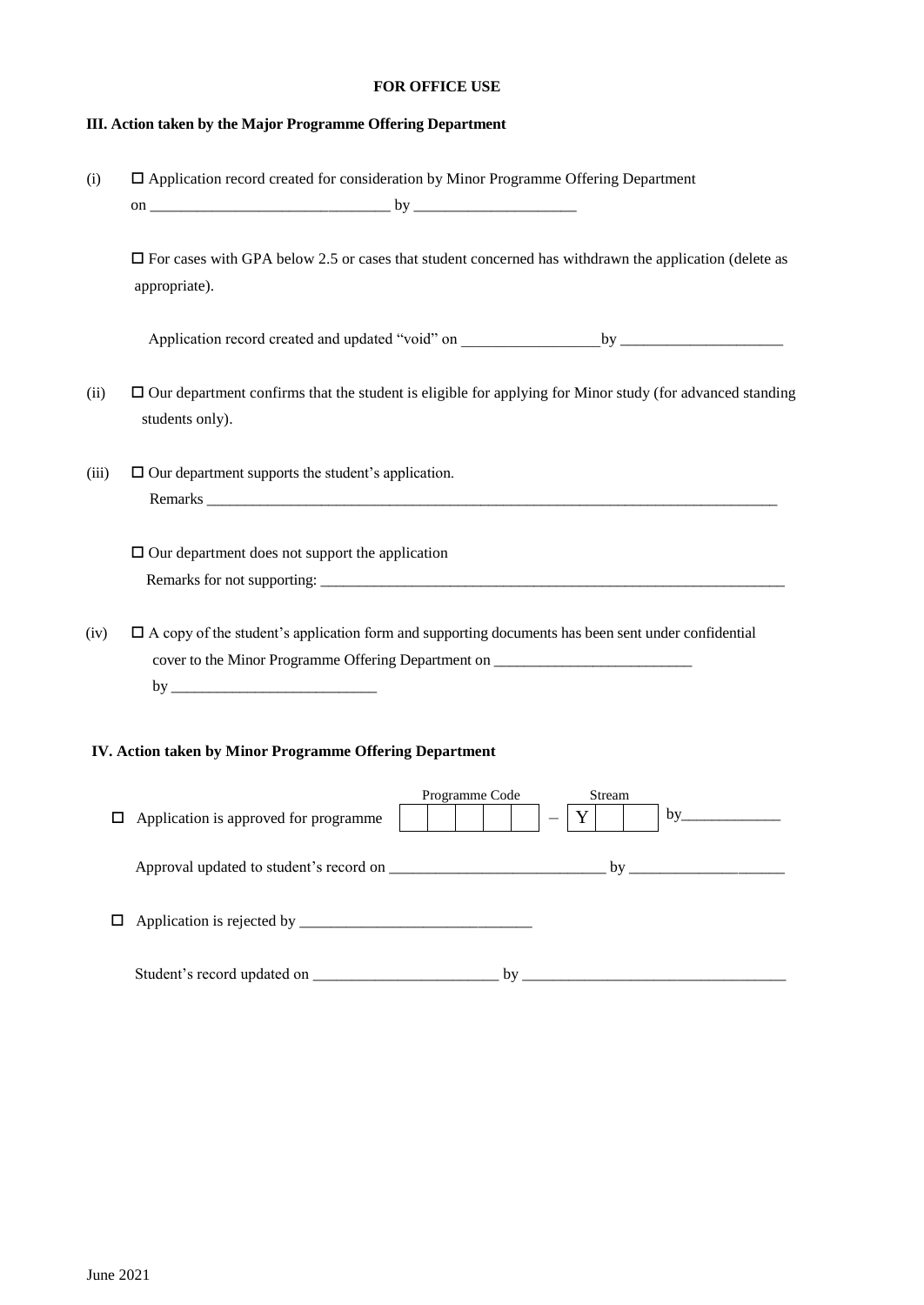**FOR OFFICE USE**

**III. Action taken by the Major Programme Offering Department**

(i) ☐ Application record created for consideration by Minor Programme Offering Department on _______________________________ by _____________________

☐ For cases with GPA below 2.5 or cases that student concerned has withdrawn the application (delete as appropriate).

Application record created and updated "void" on __________________ by _____________________

(ii) ☐ Our department confirms that the student is eligible for applying for Minor study (for advanced standing students only).

(iii) ☐ Our department supports the student's application.
Remarks ________________________________________________________________________________

☐ Our department does not support the application
Remarks for not supporting: _________________________________________________________________

(iv) ☐ A copy of the student's application form and supporting documents has been sent under confidential cover to the Minor Programme Offering Department on __________________________
by ___________________________

**IV. Action taken by Minor Programme Offering Department**

☐ Application is approved for programme

| Programme Code | | | | | | – | Stream | | |
|---|---|---|---|---|---|---|---|---|---|
| | | | | | | – | Y | | |

by_____________

Approval updated to student's record on ____________________________ by ____________________

☐ Application is rejected by ______________________________

Student's record updated on ________________________ by __________________________________

June 2021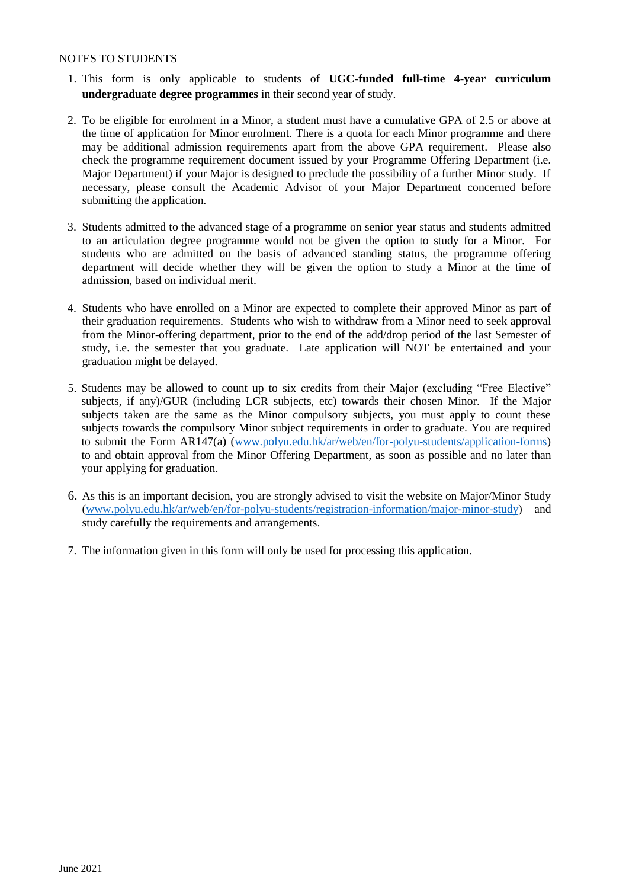NOTES TO STUDENTS

1. This form is only applicable to students of **UGC-funded full-time 4-year curriculum undergraduate degree programmes** in their second year of study.

2. To be eligible for enrolment in a Minor, a student must have a cumulative GPA of 2.5 or above at the time of application for Minor enrolment. There is a quota for each Minor programme and there may be additional admission requirements apart from the above GPA requirement. Please also check the programme requirement document issued by your Programme Offering Department (i.e. Major Department) if your Major is designed to preclude the possibility of a further Minor study. If necessary, please consult the Academic Advisor of your Major Department concerned before submitting the application.

3. Students admitted to the advanced stage of a programme on senior year status and students admitted to an articulation degree programme would not be given the option to study for a Minor. For students who are admitted on the basis of advanced standing status, the programme offering department will decide whether they will be given the option to study a Minor at the time of admission, based on individual merit.

4. Students who have enrolled on a Minor are expected to complete their approved Minor as part of their graduation requirements. Students who wish to withdraw from a Minor need to seek approval from the Minor-offering department, prior to the end of the add/drop period of the last Semester of study, i.e. the semester that you graduate. Late application will NOT be entertained and your graduation might be delayed.

5. Students may be allowed to count up to six credits from their Major (excluding "Free Elective" subjects, if any)/GUR (including LCR subjects, etc) towards their chosen Minor. If the Major subjects taken are the same as the Minor compulsory subjects, you must apply to count these subjects towards the compulsory Minor subject requirements in order to graduate. You are required to submit the Form AR147(a) (www.polyu.edu.hk/ar/web/en/for-polyu-students/application-forms) to and obtain approval from the Minor Offering Department, as soon as possible and no later than your applying for graduation.

6. As this is an important decision, you are strongly advised to visit the website on Major/Minor Study (www.polyu.edu.hk/ar/web/en/for-polyu-students/registration-information/major-minor-study) and study carefully the requirements and arrangements.

7. The information given in this form will only be used for processing this application.

June 2021